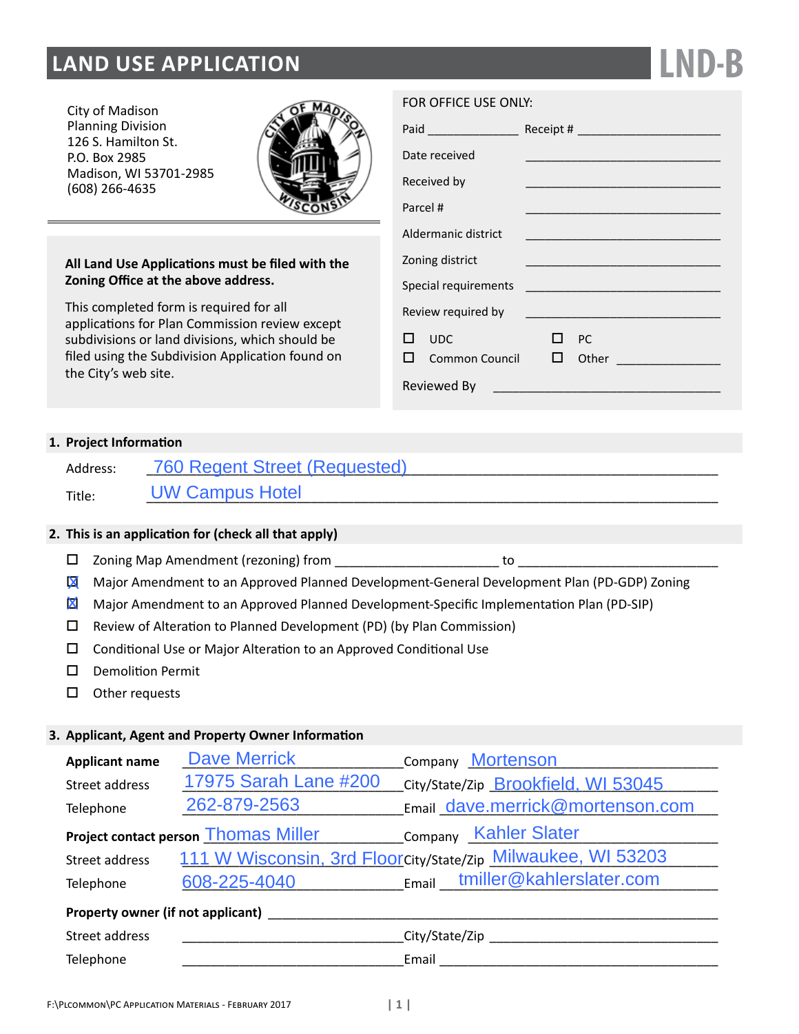# LAND USE APPLICATION

**LND-B**

City of Madison
Planning Division
126 S. Hamilton St.
P.O. Box 2985
Madison, WI 53701-2985
(608) 266-4635

**All Land Use Applications must be filed with the Zoning Office at the above address.**

This completed form is required for all applications for Plan Commission review except subdivisions or land divisions, which should be filed using the Subdivision Application found on the City's web site.

FOR OFFICE USE ONLY:

Paid ____________ Receipt # ____________

Date received ____________

Received by ____________

Parcel # ____________

Aldermanic district ____________

Zoning district ____________

Special requirements ____________

Review required by ____________

☐ UDC ☐ PC

☐ Common Council ☐ Other ____________

Reviewed By ____________

## 1. Project Information

Address: 760 Regent Street (Requested)

Title: UW Campus Hotel

## 2. This is an application for (check all that apply)

- ☐ Zoning Map Amendment (rezoning) from ____________ to ____________
- ☒ Major Amendment to an Approved Planned Development-General Development Plan (PD-GDP) Zoning
- ☒ Major Amendment to an Approved Planned Development-Specific Implementation Plan (PD-SIP)
- ☐ Review of Alteration to Planned Development (PD) (by Plan Commission)
- ☐ Conditional Use or Major Alteration to an Approved Conditional Use
- ☐ Demolition Permit
- ☐ Other requests

## 3. Applicant, Agent and Property Owner Information

**Applicant name** Dave Merrick Company Mortenson

Street address 17975 Sarah Lane #200 City/State/Zip Brookfield, WI 53045

Telephone 262-879-2563 Email dave.merrick@mortenson.com

**Project contact person** Thomas Miller Company Kahler Slater

Street address 111 W Wisconsin, 3rd Floor City/State/Zip Milwaukee, WI 53203

Telephone 608-225-4040 Email tmiller@kahlerslater.com

**Property owner (if not applicant)** ____________

Street address ____________ City/State/Zip ____________

Telephone ____________ Email ____________

F:\PLCOMMON\PC APPLICATION MATERIALS - FEBRUARY 2017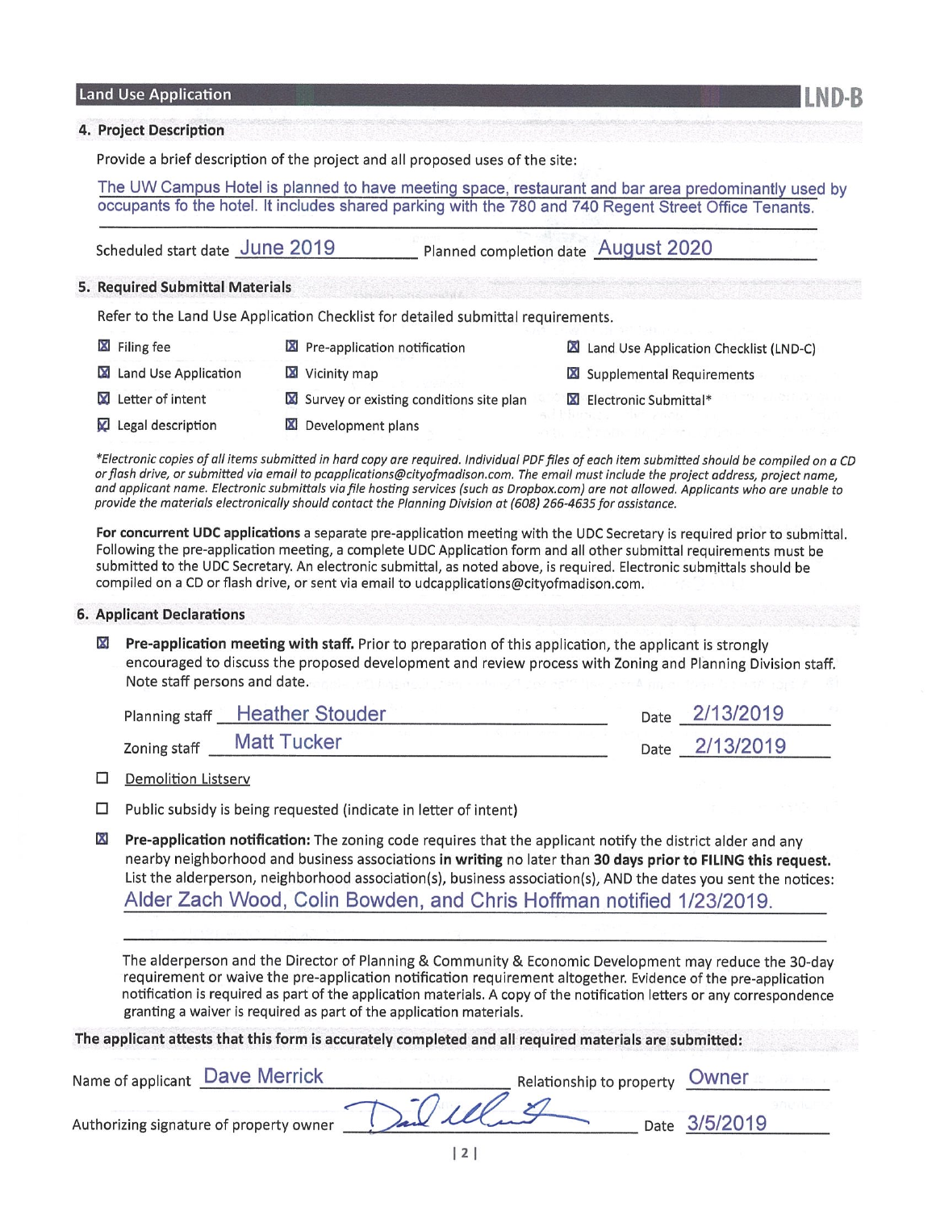## Land Use Application LND-B

### 4. Project Description

Provide a brief description of the project and all proposed uses of the site:

The UW Campus Hotel is planned to have meeting space, restaurant and bar area predominantly used by occupants fo the hotel. It includes shared parking with the 780 and 740 Regent Street Office Tenants.

Scheduled start date June 2019 Planned completion date August 2020

### 5. Required Submittal Materials

Refer to the Land Use Application Checklist for detailed submittal requirements.

- ☒ Filing fee
- ☒ Land Use Application
- ☒ Letter of intent
- ☒ Legal description
- ☒ Pre-application notification
- ☒ Vicinity map
- ☒ Survey or existing conditions site plan
- ☒ Development plans
- ☒ Land Use Application Checklist (LND-C)
- ☒ Supplemental Requirements
- ☒ Electronic Submittal*

*\*Electronic copies of all items submitted in hard copy are required. Individual PDF files of each item submitted should be compiled on a CD or flash drive, or submitted via email to pcapplications@cityofmadison.com. The email must include the project address, project name, and applicant name. Electronic submittals via file hosting services (such as Dropbox.com) are not allowed. Applicants who are unable to provide the materials electronically should contact the Planning Division at (608) 266-4635 for assistance.*

**For concurrent UDC applications** a separate pre-application meeting with the UDC Secretary is required prior to submittal. Following the pre-application meeting, a complete UDC Application form and all other submittal requirements must be submitted to the UDC Secretary. An electronic submittal, as noted above, is required. Electronic submittals should be compiled on a CD or flash drive, or sent via email to udcapplications@cityofmadison.com.

### 6. Applicant Declarations

☒ **Pre-application meeting with staff.** Prior to preparation of this application, the applicant is strongly encouraged to discuss the proposed development and review process with Zoning and Planning Division staff. Note staff persons and date.

Planning staff Heather Stouder Date 2/13/2019

Zoning staff Matt Tucker Date 2/13/2019

☐ Demolition Listserv

☐ Public subsidy is being requested (indicate in letter of intent)

☒ **Pre-application notification:** The zoning code requires that the applicant notify the district alder and any nearby neighborhood and business associations **in writing** no later than **30 days prior to FILING this request.** List the alderperson, neighborhood association(s), business association(s), AND the dates you sent the notices:

Alder Zach Wood, Colin Bowden, and Chris Hoffman notified 1/23/2019.

The alderperson and the Director of Planning & Community & Economic Development may reduce the 30-day requirement or waive the pre-application notification requirement altogether. Evidence of the pre-application notification is required as part of the application materials. A copy of the notification letters or any correspondence granting a waiver is required as part of the application materials.

**The applicant attests that this form is accurately completed and all required materials are submitted:**

Name of applicant Dave Merrick Relationship to property Owner

Authorizing signature of property owner [signature] Date 3/5/2019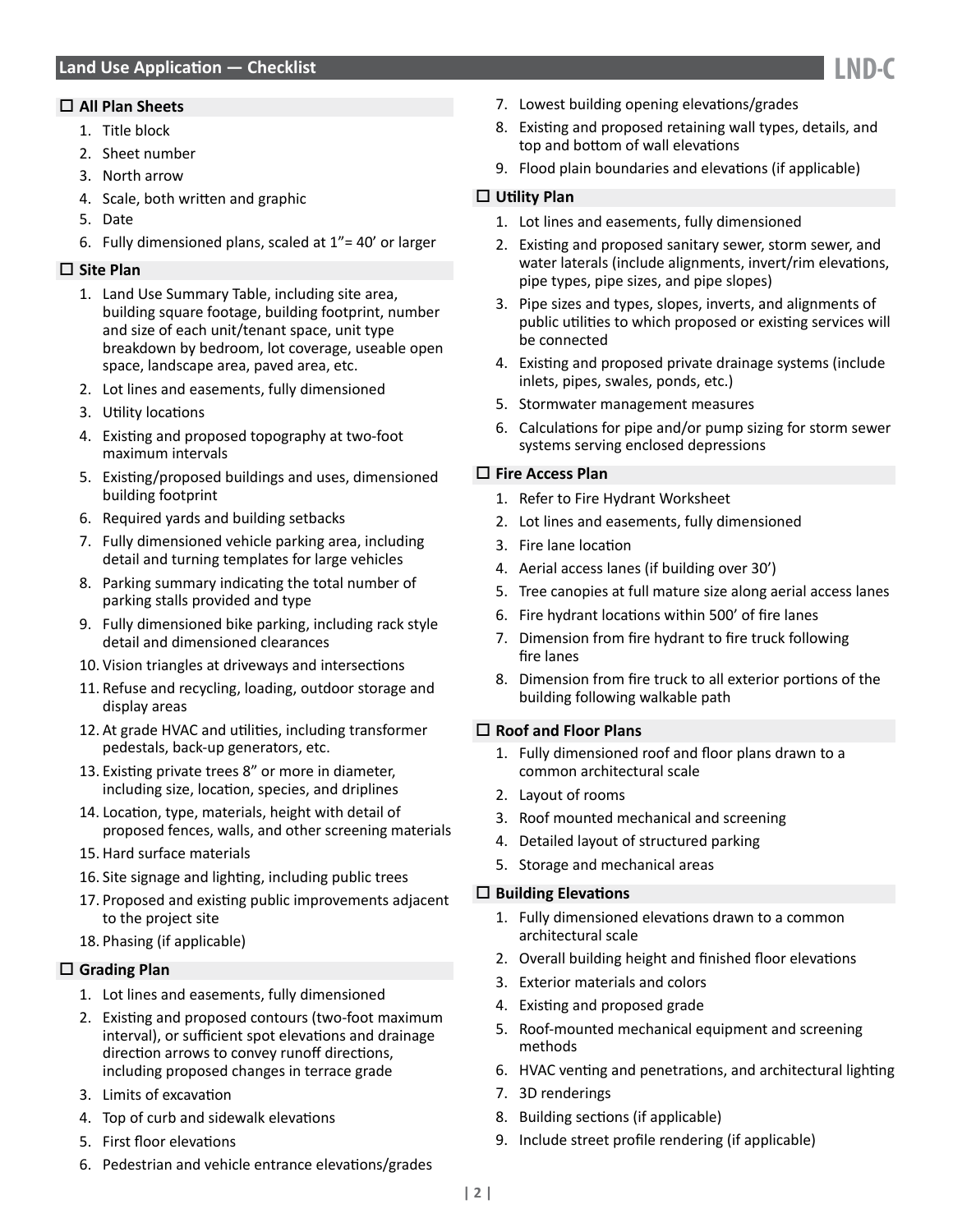## Land Use Application — Checklist

LND-C

### ☐ All Plan Sheets

1. Title block
2. Sheet number
3. North arrow
4. Scale, both written and graphic
5. Date
6. Fully dimensioned plans, scaled at 1"= 40' or larger

### ☐ Site Plan

1. Land Use Summary Table, including site area, building square footage, building footprint, number and size of each unit/tenant space, unit type breakdown by bedroom, lot coverage, useable open space, landscape area, paved area, etc.
2. Lot lines and easements, fully dimensioned
3. Utility locations
4. Existing and proposed topography at two-foot maximum intervals
5. Existing/proposed buildings and uses, dimensioned building footprint
6. Required yards and building setbacks
7. Fully dimensioned vehicle parking area, including detail and turning templates for large vehicles
8. Parking summary indicating the total number of parking stalls provided and type
9. Fully dimensioned bike parking, including rack style detail and dimensioned clearances
10. Vision triangles at driveways and intersections
11. Refuse and recycling, loading, outdoor storage and display areas
12. At grade HVAC and utilities, including transformer pedestals, back-up generators, etc.
13. Existing private trees 8" or more in diameter, including size, location, species, and driplines
14. Location, type, materials, height with detail of proposed fences, walls, and other screening materials
15. Hard surface materials
16. Site signage and lighting, including public trees
17. Proposed and existing public improvements adjacent to the project site
18. Phasing (if applicable)

### ☐ Grading Plan

1. Lot lines and easements, fully dimensioned
2. Existing and proposed contours (two-foot maximum interval), or sufficient spot elevations and drainage direction arrows to convey runoff directions, including proposed changes in terrace grade
3. Limits of excavation
4. Top of curb and sidewalk elevations
5. First floor elevations
6. Pedestrian and vehicle entrance elevations/grades
7. Lowest building opening elevations/grades
8. Existing and proposed retaining wall types, details, and top and bottom of wall elevations
9. Flood plain boundaries and elevations (if applicable)

### ☐ Utility Plan

1. Lot lines and easements, fully dimensioned
2. Existing and proposed sanitary sewer, storm sewer, and water laterals (include alignments, invert/rim elevations, pipe types, pipe sizes, and pipe slopes)
3. Pipe sizes and types, slopes, inverts, and alignments of public utilities to which proposed or existing services will be connected
4. Existing and proposed private drainage systems (include inlets, pipes, swales, ponds, etc.)
5. Stormwater management measures
6. Calculations for pipe and/or pump sizing for storm sewer systems serving enclosed depressions

### ☐ Fire Access Plan

1. Refer to Fire Hydrant Worksheet
2. Lot lines and easements, fully dimensioned
3. Fire lane location
4. Aerial access lanes (if building over 30')
5. Tree canopies at full mature size along aerial access lanes
6. Fire hydrant locations within 500' of fire lanes
7. Dimension from fire hydrant to fire truck following fire lanes
8. Dimension from fire truck to all exterior portions of the building following walkable path

### ☐ Roof and Floor Plans

1. Fully dimensioned roof and floor plans drawn to a common architectural scale
2. Layout of rooms
3. Roof mounted mechanical and screening
4. Detailed layout of structured parking
5. Storage and mechanical areas

### ☐ Building Elevations

1. Fully dimensioned elevations drawn to a common architectural scale
2. Overall building height and finished floor elevations
3. Exterior materials and colors
4. Existing and proposed grade
5. Roof-mounted mechanical equipment and screening methods
6. HVAC venting and penetrations, and architectural lighting
7. 3D renderings
8. Building sections (if applicable)
9. Include street profile rendering (if applicable)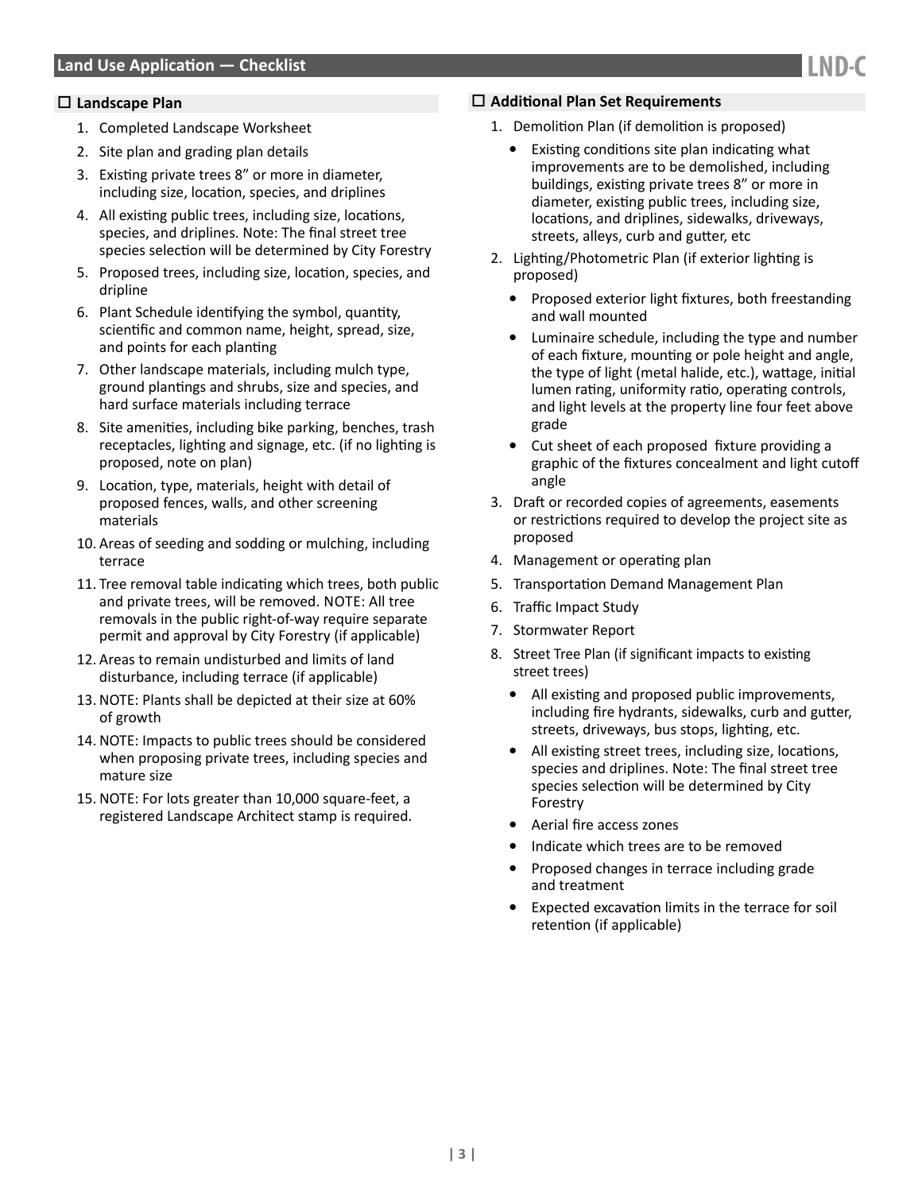## Land Use Application — Checklist

**LND-C**

### ☐ Landscape Plan

1. Completed Landscape Worksheet
2. Site plan and grading plan details
3. Existing private trees 8" or more in diameter, including size, location, species, and driplines
4. All existing public trees, including size, locations, species, and driplines. Note: The final street tree species selection will be determined by City Forestry
5. Proposed trees, including size, location, species, and dripline
6. Plant Schedule identifying the symbol, quantity, scientific and common name, height, spread, size, and points for each planting
7. Other landscape materials, including mulch type, ground plantings and shrubs, size and species, and hard surface materials including terrace
8. Site amenities, including bike parking, benches, trash receptacles, lighting and signage, etc. (if no lighting is proposed, note on plan)
9. Location, type, materials, height with detail of proposed fences, walls, and other screening materials
10. Areas of seeding and sodding or mulching, including terrace
11. Tree removal table indicating which trees, both public and private trees, will be removed. NOTE: All tree removals in the public right-of-way require separate permit and approval by City Forestry (if applicable)
12. Areas to remain undisturbed and limits of land disturbance, including terrace (if applicable)
13. NOTE: Plants shall be depicted at their size at 60% of growth
14. NOTE: Impacts to public trees should be considered when proposing private trees, including species and mature size
15. NOTE: For lots greater than 10,000 square-feet, a registered Landscape Architect stamp is required.

### ☐ Additional Plan Set Requirements

1. Demolition Plan (if demolition is proposed)
   - Existing conditions site plan indicating what improvements are to be demolished, including buildings, existing private trees 8" or more in diameter, existing public trees, including size, locations, and driplines, sidewalks, driveways, streets, alleys, curb and gutter, etc
2. Lighting/Photometric Plan (if exterior lighting is proposed)
   - Proposed exterior light fixtures, both freestanding and wall mounted
   - Luminaire schedule, including the type and number of each fixture, mounting or pole height and angle, the type of light (metal halide, etc.), wattage, initial lumen rating, uniformity ratio, operating controls, and light levels at the property line four feet above grade
   - Cut sheet of each proposed fixture providing a graphic of the fixtures concealment and light cutoff angle
3. Draft or recorded copies of agreements, easements or restrictions required to develop the project site as proposed
4. Management or operating plan
5. Transportation Demand Management Plan
6. Traffic Impact Study
7. Stormwater Report
8. Street Tree Plan (if significant impacts to existing street trees)
   - All existing and proposed public improvements, including fire hydrants, sidewalks, curb and gutter, streets, driveways, bus stops, lighting, etc.
   - All existing street trees, including size, locations, species and driplines. Note: The final street tree species selection will be determined by City Forestry
   - Aerial fire access zones
   - Indicate which trees are to be removed
   - Proposed changes in terrace including grade and treatment
   - Expected excavation limits in the terrace for soil retention (if applicable)